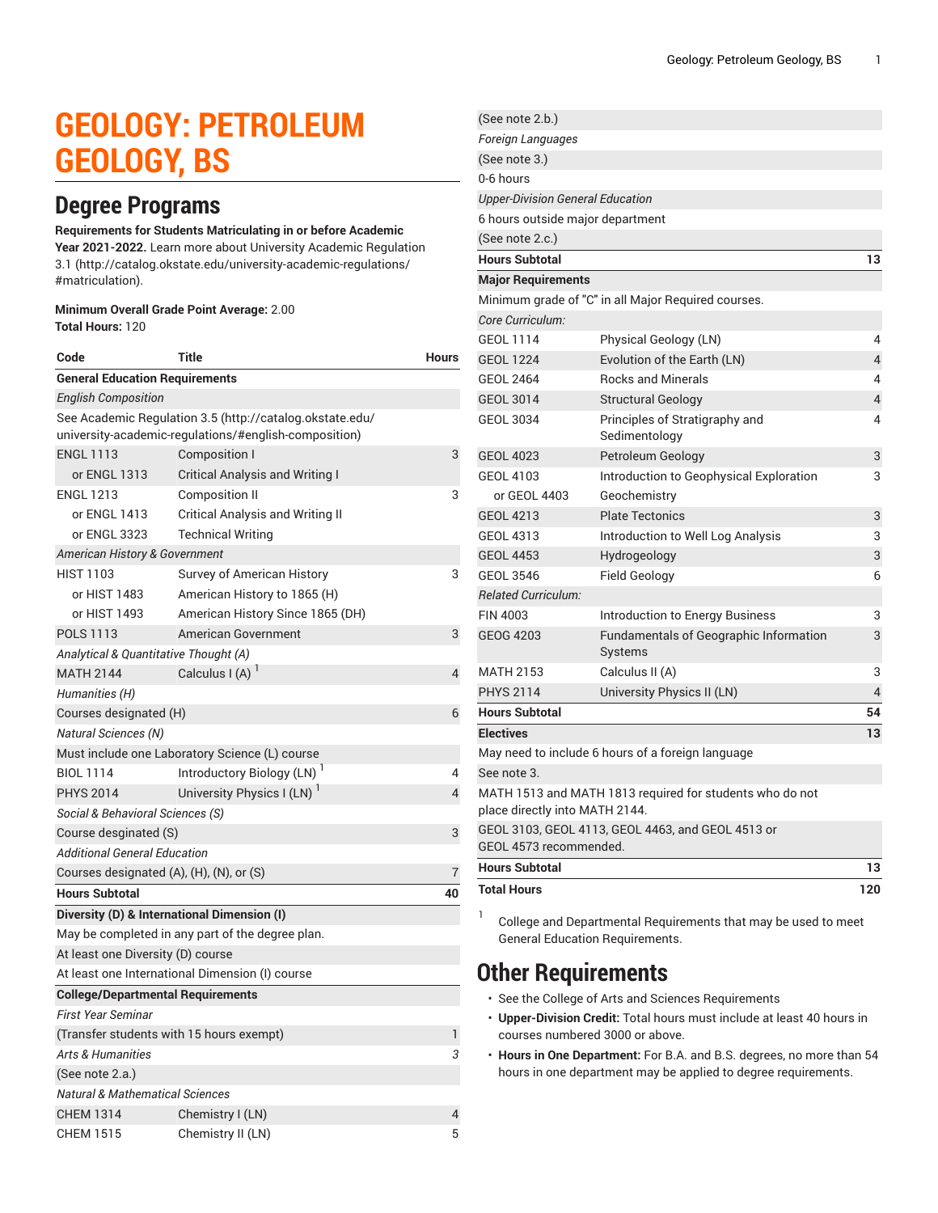# GEOLOGY: PETROLEUM GEOLOGY, BS

## Degree Programs

**Requirements for Students Matriculating in or before Academic Year 2021-2022.** Learn more about University Academic Regulation 3.1 (http://catalog.okstate.edu/university-academic-regulations/#matriculation).

**Minimum Overall Grade Point Average:** 2.00
**Total Hours:** 120

| Code | Title | Hours |
|---|---|---|
| **General Education Requirements** | | |
| *English Composition* | | |
| See Academic Regulation 3.5 (http://catalog.okstate.edu/university-academic-regulations/#english-composition) | | |
| ENGL 1113 | Composition I | 3 |
| or ENGL 1313 | Critical Analysis and Writing I | |
| ENGL 1213 | Composition II | 3 |
| or ENGL 1413 | Critical Analysis and Writing II | |
| or ENGL 3323 | Technical Writing | |
| *American History & Government* | | |
| HIST 1103 | Survey of American History | 3 |
| or HIST 1483 | American History to 1865 (H) | |
| or HIST 1493 | American History Since 1865 (DH) | |
| POLS 1113 | American Government | 3 |
| *Analytical & Quantitative Thought (A)* | | |
| MATH 2144 | Calculus I (A) [1] | 4 |
| *Humanities (H)* | | |
| Courses designated (H) | | 6 |
| *Natural Sciences (N)* | | |
| Must include one Laboratory Science (L) course | | |
| BIOL 1114 | Introductory Biology (LN) [1] | 4 |
| PHYS 2014 | University Physics I (LN) [1] | 4 |
| *Social & Behavioral Sciences (S)* | | |
| Course desginated (S) | | 3 |
| *Additional General Education* | | |
| Courses designated (A), (H), (N), or (S) | | 7 |
| **Hours Subtotal** | | **40** |
| **Diversity (D) & International Dimension (I)** | | |
| May be completed in any part of the degree plan. | | |
| At least one Diversity (D) course | | |
| At least one International Dimension (I) course | | |
| **College/Departmental Requirements** | | |
| *First Year Seminar* | | |
| (Transfer students with 15 hours exempt) | | 1 |
| *Arts & Humanities* | | *3* |
| (See note 2.a.) | | |
| *Natural & Mathematical Sciences* | | |
| CHEM 1314 | Chemistry I (LN) | 4 |
| CHEM 1515 | Chemistry II (LN) | 5 |
| (See note 2.b.) | | |
| *Foreign Languages* | | |
| (See note 3.) | | |
| 0-6 hours | | |
| *Upper-Division General Education* | | |
| 6 hours outside major department | | |
| (See note 2.c.) | | |
| **Hours Subtotal** | | **13** |
| **Major Requirements** | | |
| Minimum grade of "C" in all Major Required courses. | | |
| *Core Curriculum:* | | |
| GEOL 1114 | Physical Geology (LN) | 4 |
| GEOL 1224 | Evolution of the Earth (LN) | 4 |
| GEOL 2464 | Rocks and Minerals | 4 |
| GEOL 3014 | Structural Geology | 4 |
| GEOL 3034 | Principles of Stratigraphy and Sedimentology | 4 |
| GEOL 4023 | Petroleum Geology | 3 |
| GEOL 4103 | Introduction to Geophysical Exploration | 3 |
| or GEOL 4403 | Geochemistry | |
| GEOL 4213 | Plate Tectonics | 3 |
| GEOL 4313 | Introduction to Well Log Analysis | 3 |
| GEOL 4453 | Hydrogeology | 3 |
| GEOL 3546 | Field Geology | 6 |
| *Related Curriculum:* | | |
| FIN 4003 | Introduction to Energy Business | 3 |
| GEOG 4203 | Fundamentals of Geographic Information Systems | 3 |
| MATH 2153 | Calculus II (A) | 3 |
| PHYS 2114 | University Physics II (LN) | 4 |
| **Hours Subtotal** | | **54** |
| **Electives** | | **13** |
| May need to include 6 hours of a foreign language | | |
| See note 3. | | |
| MATH 1513 and MATH 1813 required for students who do not place directly into MATH 2144. | | |
| GEOL 3103, GEOL 4113, GEOL 4463, and GEOL 4513 or GEOL 4573 recommended. | | |
| **Hours Subtotal** | | **13** |
| **Total Hours** | | **120** |

1. College and Departmental Requirements that may be used to meet General Education Requirements.

## Other Requirements

- See the College of Arts and Sciences Requirements
- **Upper-Division Credit:** Total hours must include at least 40 hours in courses numbered 3000 or above.
- **Hours in One Department:** For B.A. and B.S. degrees, no more than 54 hours in one department may be applied to degree requirements.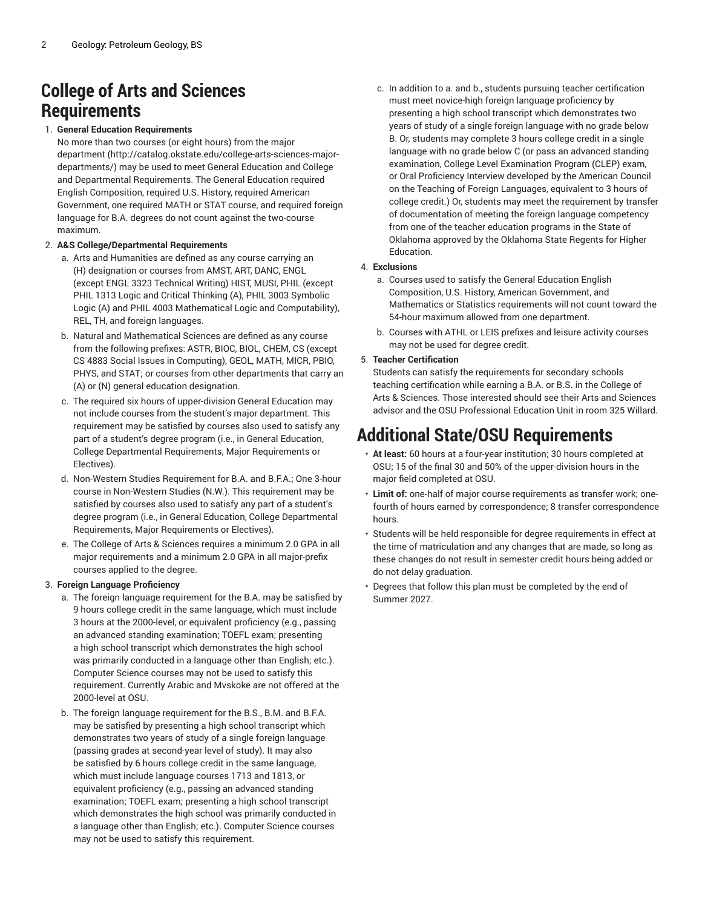## College of Arts and Sciences Requirements

1. **General Education Requirements**
   No more than two courses (or eight hours) from the major department (http://catalog.okstate.edu/college-arts-sciences-major-departments/) may be used to meet General Education and College and Departmental Requirements. The General Education required English Composition, required U.S. History, required American Government, one required MATH or STAT course, and required foreign language for B.A. degrees do not count against the two-course maximum.
2. **A&S College/Departmental Requirements**
   a. Arts and Humanities are defined as any course carrying an (H) designation or courses from AMST, ART, DANC, ENGL (except ENGL 3323 Technical Writing) HIST, MUSI, PHIL (except PHIL 1313 Logic and Critical Thinking (A), PHIL 3003 Symbolic Logic (A) and PHIL 4003 Mathematical Logic and Computability), REL, TH, and foreign languages.
   b. Natural and Mathematical Sciences are defined as any course from the following prefixes: ASTR, BIOC, BIOL, CHEM, CS (except CS 4883 Social Issues in Computing), GEOL, MATH, MICR, PBIO, PHYS, and STAT; or courses from other departments that carry an (A) or (N) general education designation.
   c. The required six hours of upper-division General Education may not include courses from the student's major department. This requirement may be satisfied by courses also used to satisfy any part of a student's degree program (i.e., in General Education, College Departmental Requirements, Major Requirements or Electives).
   d. Non-Western Studies Requirement for B.A. and B.F.A.; One 3-hour course in Non-Western Studies (N.W.). This requirement may be satisfied by courses also used to satisfy any part of a student's degree program (i.e., in General Education, College Departmental Requirements, Major Requirements or Electives).
   e. The College of Arts & Sciences requires a minimum 2.0 GPA in all major requirements and a minimum 2.0 GPA in all major-prefix courses applied to the degree.
3. **Foreign Language Proficiency**
   a. The foreign language requirement for the B.A. may be satisfied by 9 hours college credit in the same language, which must include 3 hours at the 2000-level, or equivalent proficiency (e.g., passing an advanced standing examination; TOEFL exam; presenting a high school transcript which demonstrates the high school was primarily conducted in a language other than English; etc.). Computer Science courses may not be used to satisfy this requirement. Currently Arabic and Mvskoke are not offered at the 2000-level at OSU.
   b. The foreign language requirement for the B.S., B.M. and B.F.A. may be satisfied by presenting a high school transcript which demonstrates two years of study of a single foreign language (passing grades at second-year level of study). It may also be satisfied by 6 hours college credit in the same language, which must include language courses 1713 and 1813, or equivalent proficiency (e.g., passing an advanced standing examination; TOEFL exam; presenting a high school transcript which demonstrates the high school was primarily conducted in a language other than English; etc.). Computer Science courses may not be used to satisfy this requirement.
   c. In addition to a. and b., students pursuing teacher certification must meet novice-high foreign language proficiency by presenting a high school transcript which demonstrates two years of study of a single foreign language with no grade below B. Or, students may complete 3 hours college credit in a single language with no grade below C (or pass an advanced standing examination, College Level Examination Program (CLEP) exam, or Oral Proficiency Interview developed by the American Council on the Teaching of Foreign Languages, equivalent to 3 hours of college credit.) Or, students may meet the requirement by transfer of documentation of meeting the foreign language competency from one of the teacher education programs in the State of Oklahoma approved by the Oklahoma State Regents for Higher Education.
4. **Exclusions**
   a. Courses used to satisfy the General Education English Composition, U.S. History, American Government, and Mathematics or Statistics requirements will not count toward the 54-hour maximum allowed from one department.
   b. Courses with ATHL or LEIS prefixes and leisure activity courses may not be used for degree credit.
5. **Teacher Certification**
   Students can satisfy the requirements for secondary schools teaching certification while earning a B.A. or B.S. in the College of Arts & Sciences. Those interested should see their Arts and Sciences advisor and the OSU Professional Education Unit in room 325 Willard.

## Additional State/OSU Requirements

- **At least:** 60 hours at a four-year institution; 30 hours completed at OSU; 15 of the final 30 and 50% of the upper-division hours in the major field completed at OSU.
- **Limit of:** one-half of major course requirements as transfer work; one-fourth of hours earned by correspondence; 8 transfer correspondence hours.
- Students will be held responsible for degree requirements in effect at the time of matriculation and any changes that are made, so long as these changes do not result in semester credit hours being added or do not delay graduation.
- Degrees that follow this plan must be completed by the end of Summer 2027.